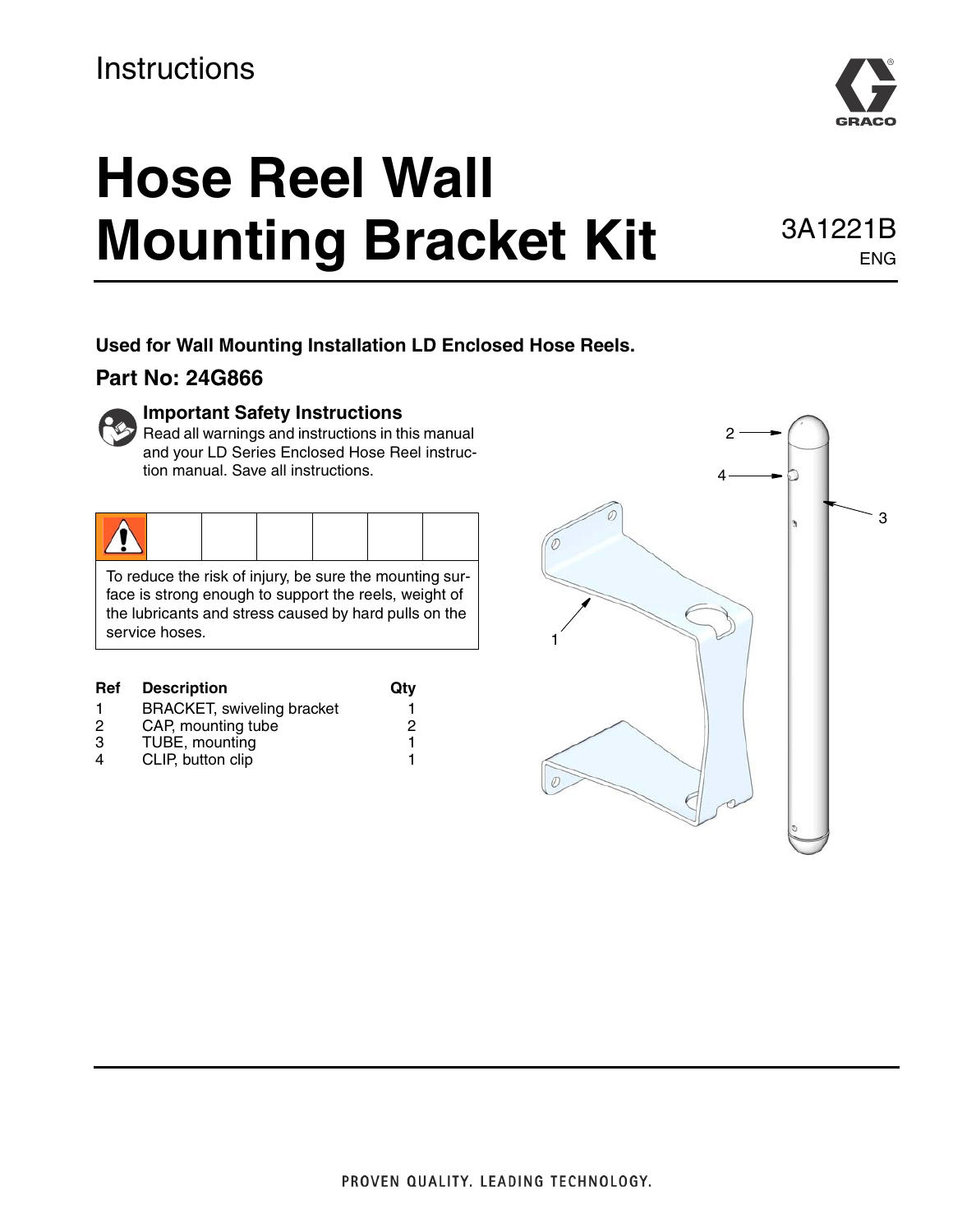Instructions

# Hose Reel Wall Mounting Bracket Kit

3A1221B
ENG

**Used for Wall Mounting Installation LD Enclosed Hose Reels.**

## Part No: 24G866

### Important Safety Instructions

Read all warnings and instructions in this manual and your LD Series Enclosed Hose Reel instruction manual. Save all instructions.

To reduce the risk of injury, be sure the mounting surface is strong enough to support the reels, weight of the lubricants and stress caused by hard pulls on the service hoses.

| Ref | Description | Qty |
|---|---|---|
| 1 | BRACKET, swiveling bracket | 1 |
| 2 | CAP, mounting tube | 2 |
| 3 | TUBE, mounting | 1 |
| 4 | CLIP, button clip | 1 |

PROVEN QUALITY. LEADING TECHNOLOGY.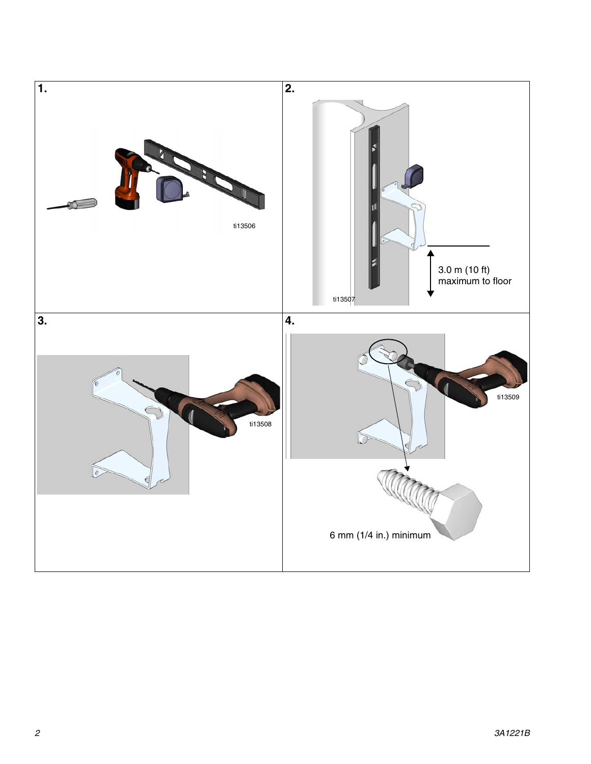**1.**

ti13506

**2.**

3.0 m (10 ft) maximum to floor

ti13507

**3.**

ti13508

**4.**

ti13509

6 mm (1/4 in.) minimum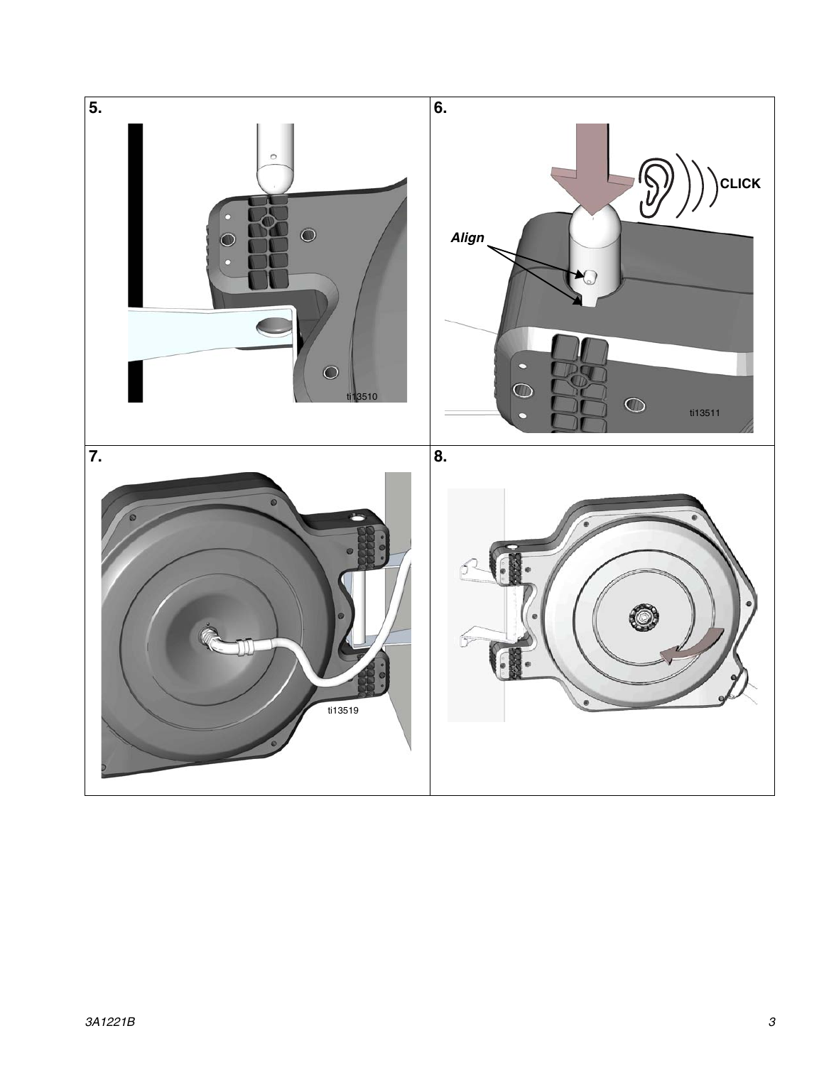**5.**

ti13510

**6.**

*Align*

CLICK

ti13511

**7.**

ti13519

**8.**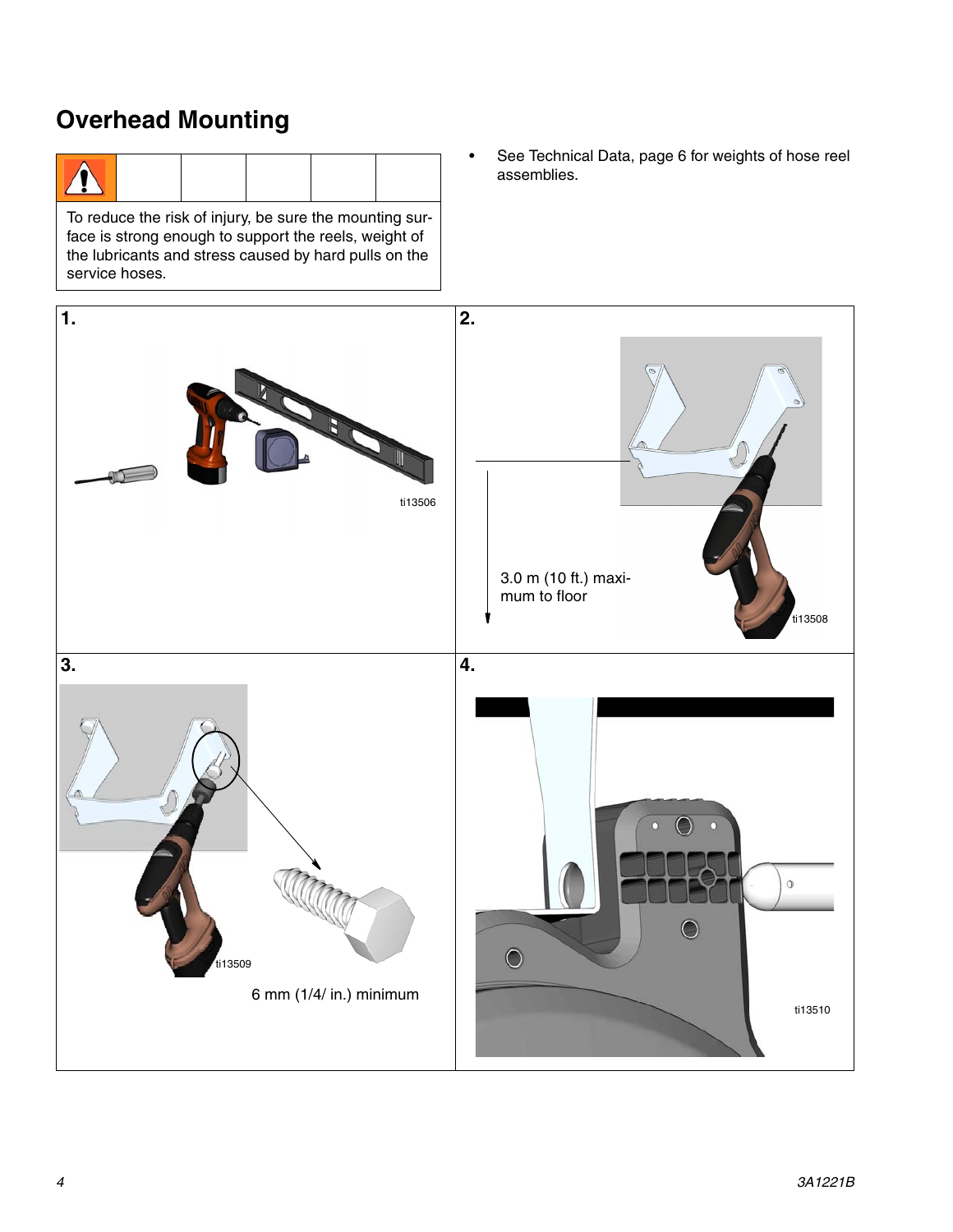## Overhead Mounting

To reduce the risk of injury, be sure the mounting surface is strong enough to support the reels, weight of the lubricants and stress caused by hard pulls on the service hoses.

- See Technical Data, page 6 for weights of hose reel assemblies.

1.

ti13506

2.

3.0 m (10 ft.) maximum to floor

ti13508

3.

ti13509

6 mm (1/4/ in.) minimum

4.

ti13510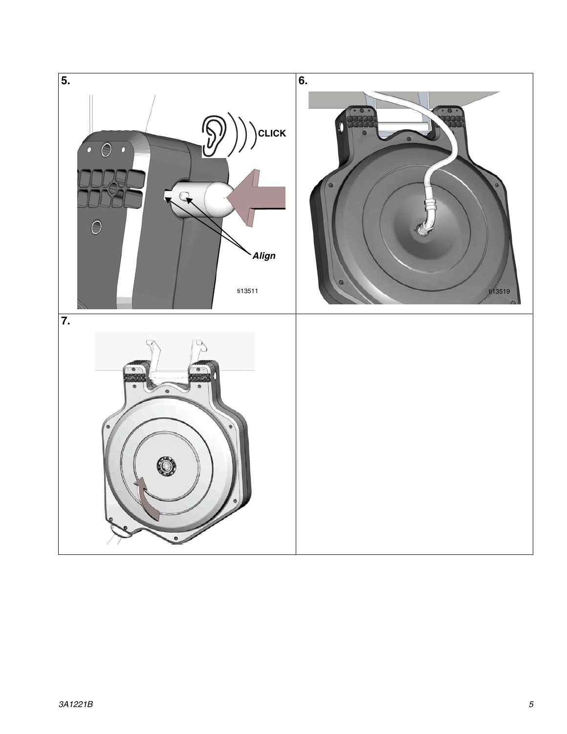**5.**

CLICK

*Align*

ti13511

**6.**

ti13519

**7.**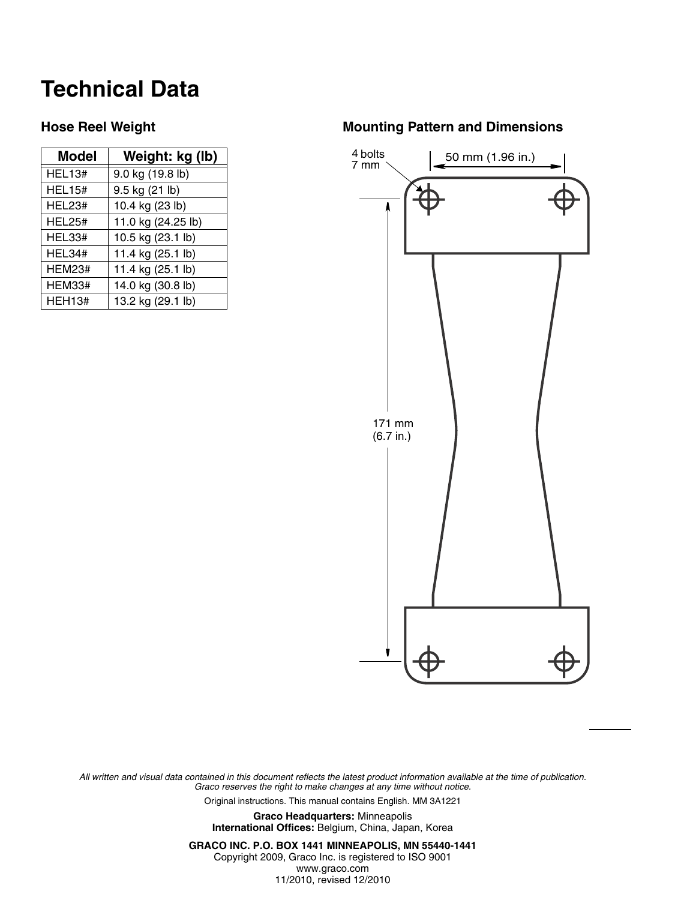# Technical Data

## Hose Reel Weight

| Model | Weight: kg (lb) |
|---|---|
| HEL13# | 9.0 kg (19.8 lb) |
| HEL15# | 9.5 kg (21 lb) |
| HEL23# | 10.4 kg (23 lb) |
| HEL25# | 11.0 kg (24.25 lb) |
| HEL33# | 10.5 kg (23.1 lb) |
| HEL34# | 11.4 kg (25.1 lb) |
| HEM23# | 11.4 kg (25.1 lb) |
| HEM33# | 14.0 kg (30.8 lb) |
| HEH13# | 13.2 kg (29.1 lb) |

## Mounting Pattern and Dimensions

4 bolts
7 mm

50 mm (1.96 in.)

171 mm
(6.7 in.)

*All written and visual data contained in this document reflects the latest product information available at the time of publication. Graco reserves the right to make changes at any time without notice.*

Original instructions. This manual contains English. MM 3A1221

**Graco Headquarters:** Minneapolis
**International Offices:** Belgium, China, Japan, Korea

**GRACO INC. P.O. BOX 1441 MINNEAPOLIS, MN 55440-1441**
Copyright 2009, Graco Inc. is registered to ISO 9001
www.graco.com
11/2010, revised 12/2010